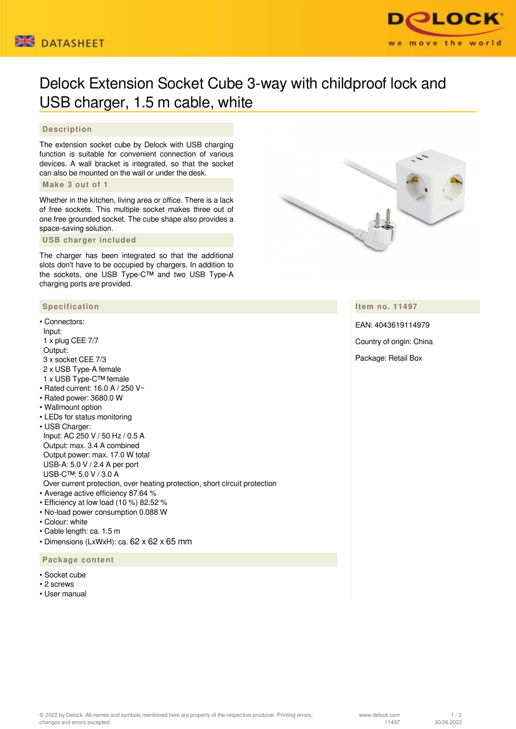DATASHEET

# Delock Extension Socket Cube 3-way with childproof lock and USB charger, 1.5 m cable, white

## Description

The extension socket cube by Delock with USB charging function is suitable for convenient connection of various devices. A wall bracket is integrated, so that the socket can also be mounted on the wall or under the desk.

## Make 3 out of 1

Whether in the kitchen, living area or office. There is a lack of free sockets. This multiple socket makes three out of one free grounded socket. The cube shape also provides a space-saving solution.

## USB charger included

The charger has been integrated so that the additional slots don't have to be occupied by chargers. In addition to the sockets, one USB Type-C™ and two USB Type-A charging ports are provided.

## Item no. 11497

EAN: 4043619114979

Country of origin: China

Package: Retail Box

## Specification

- Connectors:
  Input:
  1 x plug CEE 7/7
  Output:
  3 x socket CEE 7/3
  2 x USB Type-A female
  1 x USB Type-C™ female
- Rated current: 16.0 A / 250 V~
- Rated power: 3680.0 W
- Wallmount option
- LEDs for status monitoring
- USB Charger:
  Input: AC 250 V / 50 Hz / 0.5 A
  Output: max. 3.4 A combined
  Output power: max. 17.0 W total
  USB-A: 5.0 V / 2.4 A per port
  USB-C™: 5.0 V / 3.0 A
  Over current protection, over heating protection, short circuit protection
- Average active efficiency 87.64 %
- Efficiency at low load (10 %) 82.52 %
- No-load power consumption 0.088 W
- Colour: white
- Cable length: ca. 1.5 m
- Dimensions (LxWxH): ca. 62 x 62 x 65 mm

## Package content

- Socket cube
- 2 screws
- User manual

© 2022 by Delock. All names and symbols mentioned here are property of the respective producer. Printing errors, changes and errors excepted.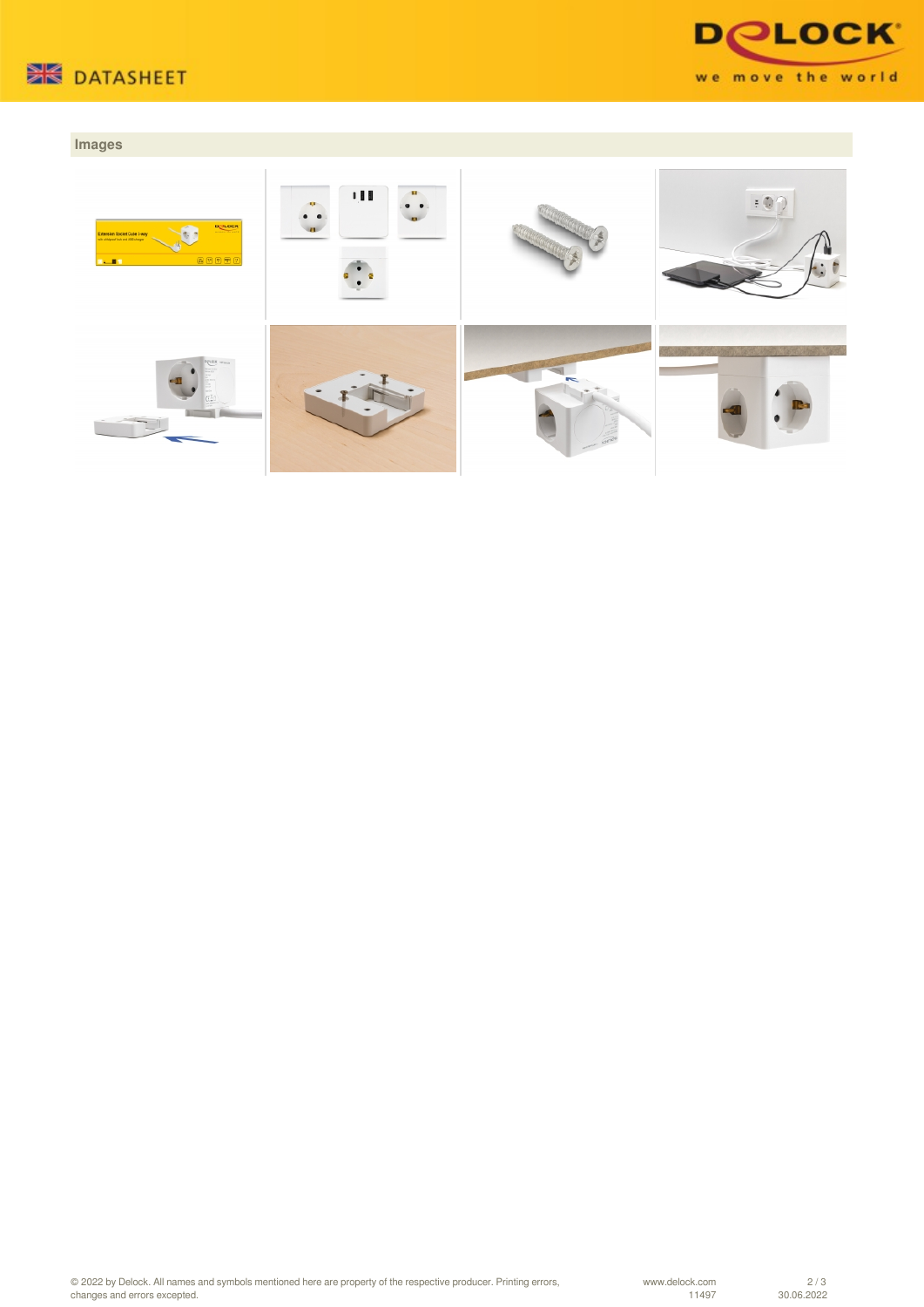## Images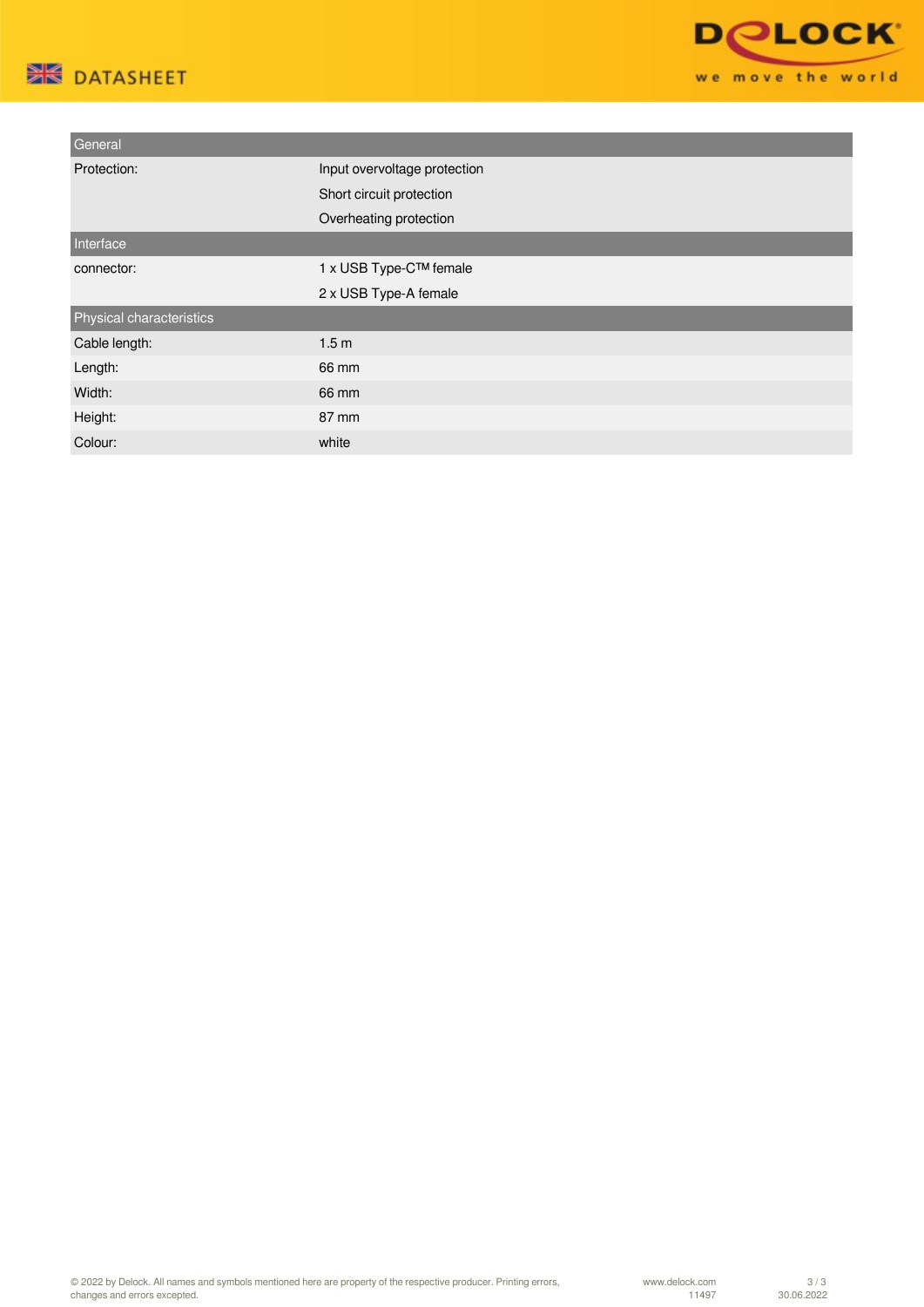| | |
|---|---|
| **General** | |
| Protection: | Input overvoltage protection |
| | Short circuit protection |
| | Overheating protection |
| **Interface** | |
| connector: | 1 x USB Type-C™ female |
| | 2 x USB Type-A female |
| **Physical characteristics** | |
| Cable length: | 1.5 m |
| Length: | 66 mm |
| Width: | 66 mm |
| Height: | 87 mm |
| Colour: | white |

© 2022 by Delock. All names and symbols mentioned here are property of the respective producer. Printing errors, changes and errors excepted.

www.delock.com
11497

30.06.2022